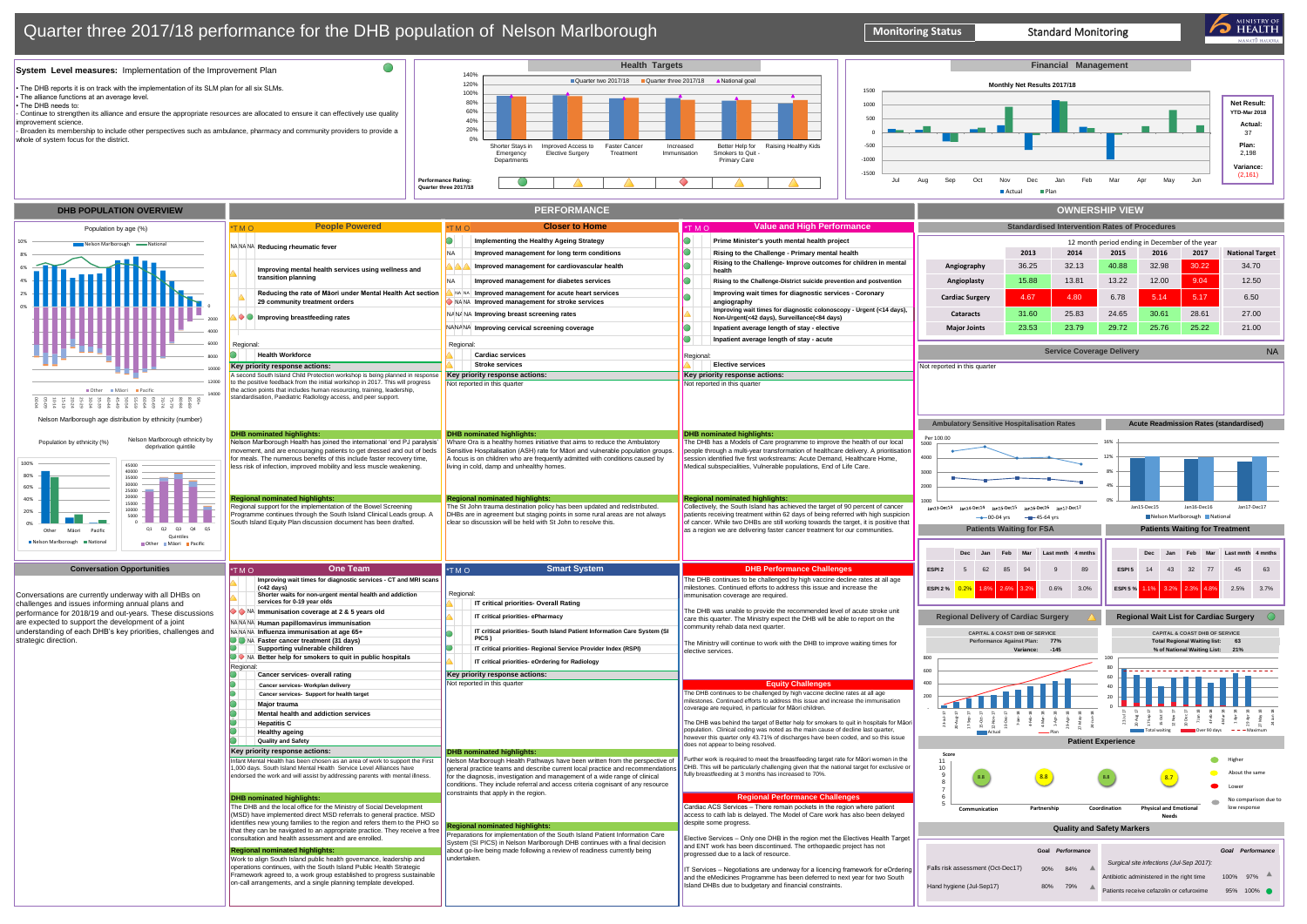# Quarter three 2017/18 performance for the DHB population of Nelson Marlborough

**Monitoring Status** Standard Monitoring

## System Level measures: Implementation of the Improvement Plan

- The DHB reports it is on track with the implementation of its SLM plan for all six SLMs.
- The alliance functions at an average level.
- The DHB needs to:
  - Continue to strengthen its alliance and ensure the appropriate resources are allocated to ensure it can effectively use quality improvement science.
  - Broaden its membership to include other perspectives such as ambulance, pharmacy and community providers to provide a whole of system focus for the district.

## Health Targets

Quarter two 2017/18 | Quarter three 2017/18 | National goal

Shorter Stays in Emergency Departments | Improved Access to Elective Surgery | Faster Cancer Treatment | Increased Immunisation | Better Help for Smokers to Quit - Primary Care | Raising Healthy Kids

Performance Rating: Quarter three 2017/18

## Financial Management

Monthly Net Results 2017/18

**Net Result:** YTD-Mar 2018

**Actual:** 37

**Plan:** 2,198

**Variance:** (2,161)

## DHB POPULATION OVERVIEW

Population by age (%)

Nelson Marlborough age distribution by ethnicity (number)

Population by ethnicity (%)

Nelson Marlborough ethnicity by deprivation quintile

## PERFORMANCE

### People Powered

- Reducing rheumatic fever
- Improving mental health services using wellness and transition planning
- Reducing the rate of Māori under Mental Health Act section 29 community treatment orders
- Improving breastfeeding rates

Regional:
- Health Workforce

**Key priority response actions:**
A second South Island Child Protection workshop is being planned in response to the positive feedback from the initial workshop in 2017. This will progress the action points that includes human resourcing, training, leadership, standardisation, Paediatric Radiology access, and peer support.

**DHB nominated highlights:**
Nelson Marlborough Health has joined the international 'end PJ paralysis' movement, and are encouraging patients to get dressed and out of beds for meals. The numerous benefits of this include faster recovery time, less risk of infection, improved mobility and less muscle weakening.

**Regional nominated highlights:**
Regional support for the implementation of the Bowel Screening Programme continues through the South Island Clinical Leads group. A South Island Equity Plan discussion document has been drafted.

### Closer to Home

- Implementing the Healthy Ageing Strategy
- Improved management for long term conditions
- Improved management for cardiovascular health
- Improved management for diabetes services
- Improved management for acute heart services
- Improved management for stroke services
- Improving breast screening rates
- Improving cervical screening coverage

Regional:
- Cardiac services
- Stroke services

**Key priority response actions:**
Not reported in this quarter

**DHB nominated highlights:**
Whare Ora is a healthy homes initiative that aims to reduce the Ambulatory Sensitive Hospitalisation (ASH) rate for Māori and vulnerable population groups. A focus is on children who are frequently admitted with conditions caused by living in cold, damp and unhealthy homes.

**Regional nominated highlights:**
The St John trauma destination policy has been updated and redistributed. DHBs are in agreement but staging points in some rural areas are not always clear so discussion will be held with St John to resolve this.

### Value and High Performance

- Prime Minister's youth mental health project
- Rising to the Challenge - Primary mental health
- Rising to the Challenge- Improve outcomes for children in mental health
- Rising to the Challenge-District suicide prevention and postvention
- Improving wait times for diagnostic services - Coronary angiography
- Improving wait times for diagnostic colonoscopy - Urgent (<14 days), Non-Urgent(<42 days), Surveillance(<84 days)
- Inpatient average length of stay - elective
- Inpatient average length of stay - acute

Regional:
- Elective services

**Key priority response actions:**
Not reported in this quarter

**DHB nominated highlights:**
The DHB has a Models of Care programme to improve the health of our local people through a multi-year transformation of healthcare delivery. A prioritisation session identified five first workstreams: Acute Demand, Healthcare Home, Medical subspecialities, Vulnerable populations, End of Life Care.

**Regional nominated highlights:**
Collectively, the South Island has achieved the target of 90 percent of cancer patients receiving treatment within 62 days of being referred with high suspicion of cancer. While two DHBs are still working towards the target, it is positive that as a region we are delivering faster cancer treatment for our communities.

## OWNERSHIP VIEW

### Standardised Intervention Rates of Procedures

12 month period ending in December of the year

| | 2013 | 2014 | 2015 | 2016 | 2017 | National Target |
|---|---|---|---|---|---|---|
| Angiography | 36.25 | 32.13 | 40.88 | 32.98 | 30.22 | 34.70 |
| Angioplasty | 15.88 | 13.81 | 13.22 | 12.00 | 9.04 | 12.50 |
| Cardiac Surgery | 4.67 | 4.80 | 6.78 | 5.14 | 5.17 | 6.50 |
| Cataracts | 31.60 | 25.83 | 24.65 | 30.61 | 28.61 | 27.00 |
| Major Joints | 23.53 | 23.79 | 29.72 | 25.76 | 25.22 | 21.00 |

### Service Coverage Delivery

NA

Not reported in this quarter

### Ambulatory Sensitive Hospitalisation Rates

Per 100,000 — 00-04 yrs, 45-64 yrs

### Acute Readmission Rates (standardised)

Nelson Marlborough | National

### Patients Waiting for FSA

| | Dec | Jan | Feb | Mar | Last mth | 4 mths |
|---|---|---|---|---|---|---|
| ESPI 2 | 5 | 62 | 85 | 94 | 9 | 89 |
| ESPI 2 % | 0.2% | 1.8% | 2.6% | 3.2% | 0.6% | 3.0% |

### Patients Waiting for Treatment

| | Dec | Jan | Feb | Mar | Last mth | 4 mths |
|---|---|---|---|---|---|---|
| ESPI 5 | 14 | 43 | 32 | 77 | 45 | 63 |
| ESPI 5 % | 1.1% | 3.2% | 2.3% | 4.8% | 2.5% | 3.7% |

## Conversation Opportunities

Conversations are currently underway with all DHBs on challenges and issues informing annual plans and performance for 2018/19 and out-years. These discussions are expected to support the development of a joint understanding of each DHB's key priorities, challenges and strategic direction.

### One Team

- Improving wait times for diagnostic services - CT and MRI scans (<42 days)
- Shorter waits for non-urgent mental health and addiction services for 0-19 year olds
- Immunisation coverage at 2 & 5 years old
- Influenza immunisation at age 65+
- Human papillomavirus immunisation
- Faster cancer treatment (31 days)
- Supporting vulnerable children
- Better help for smokers to quit in public hospitals

Regional:
- Cancer services- overall rating
- Cancer services- Workplan delivery
- Cancer services- Support for health target
- Major trauma
- Mental health and addiction services
- Hepatitis C
- Healthy ageing
- Quality and Safety

**Key priority response actions:**
Infant Mental Health has been chosen as an area of work to support the First 1,000 days. South Island Mental Health Service Level Alliances have endorsed the work and will assist by addressing parents with mental illness.

**DHB nominated highlights:**
The DHB and the local office for the Ministry of Social Development (MSD) have implemented direct MSD referrals to general practice. MSD identifies new young families to the region and refers them to the PHO so that they can be navigated to an appropriate practice. They receive a free consultation and health assessment and are enrolled.

**Regional nominated highlights:**
Work to align South Island public health governance, leadership and operations continues, with the South Island Public Health Strategic Framework agreed to, a work group established to progress sustainable on-call arrangements, and a single planning template developed.

### Smart System

Regional:
- IT critical priorities- Overall Rating
- IT critical priorities- ePharmacy
- IT critical priorities- South Island Patient Information Care System (SI PICS)
- IT critical priorities- Regional Service Provider Index (RSPI)
- IT critical priorities- eOrdering for Radiology

**Key priority response actions:**
Not reported in this quarter

**DHB nominated highlights:**
Nelson Marlborough Health Pathways have been written from the perspective of general practice teams and describe current local practice and recommendations for the diagnosis, investigation and management of a wide range of clinical conditions. They include referral and access criteria cognisant of any resource constraints that apply in the region.

**Regional nominated highlights:**
Preparations for implementation of the South Island Patient Information Care System (SI PICS) in Nelson Marlborough DHB continues with a final decision about go-live being made following a review of readiness currently being undertaken.

### DHB Performance Challenges

The DHB continues to be challenged by high vaccine decline rates at all age milestones. Continued efforts to address this issue and increase the immunisation coverage are required.

The DHB was unable to provide the recommended level of acute stroke unit care this quarter. The Ministry expect the DHB will be able to report on the community rehab data next quarter.

The Ministry will continue to work with the DHB to improve waiting times for elective services.

### Equity Challenges

The DHB continues to be challenged by high vaccine decline rates at all age milestones. Continued efforts to address this issue and increase the immunisation coverage are required, in particular for Māori children.

The DHB was behind the target of Better help for smokers to quit in hospitals for Māori population. Clinical coding was noted as the main cause of decline last quarter, however this quarter only 43.71% of discharges have been coded, and so this issue does not appear to being resolved.

Further work is required to meet the breastfeeding target rate for Māori women in the DHB. This will be particularly challenging given that the national target for exclusive or fully breastfeeding at 3 months has increased to 70%.

### Regional Performance Challenges

Cardiac ACS Services – There remain pockets in the region where patient access to cath lab is delayed. The Model of Care work has also been delayed despite some progress.

Elective Services – Only one DHB in the region met the Electives Health Target and ENT work has been discontinued. The orthopaedic project has not progressed due to a lack of resource.

IT Services – Negotiations are underway for a business framework for eOrdering and the eMedicines Programme has been deferred to next year for two South Island DHBs due to budgetary and financial constraints.

### Regional Delivery of Cardiac Surgery

CAPITAL & COAST DHB OF SERVICE

Performance Against Plan: 77%

Variance: -145

### Regional Wait List for Cardiac Surgery

CAPITAL & COAST DHB OF SERVICE

Total Regional Waiting list: 63

% of National Waiting List: 21%

### Patient Experience

| Communication | Partnership | Coordination | Physical and Emotional Needs |
|---|---|---|---|
| 8.8 | 8.8 | 8.8 | 8.7 |

Higher | About the same | Lower | No comparison due to low response

### Quality and Safety Markers

| | Goal | Performance |
|---|---|---|
| Falls risk assessment (Oct-Dec17) | 90% | 84% |
| Hand hygiene (Jul-Sep17) | 80% | 79% |

*Surgical site infections (Jul-Sep 2017):*

| | Goal | Performance |
|---|---|---|
| Antibiotic administered in the right time | 100% | 97% |
| Patients receive cefazolin or cefuroxime | 95% | 100% |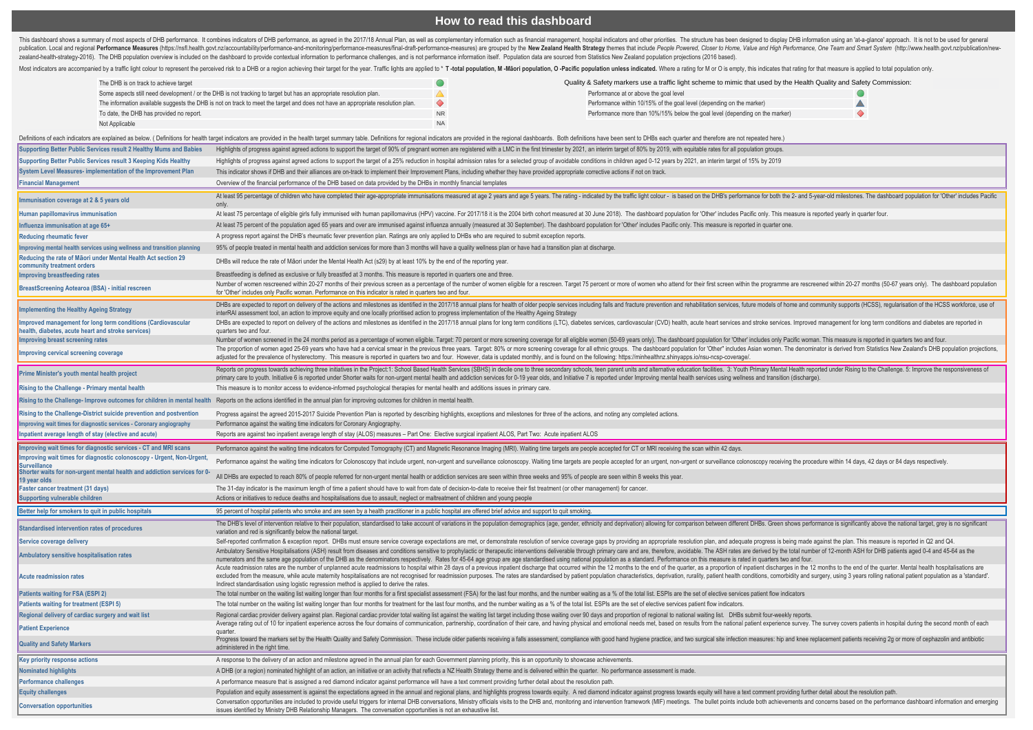# How to read this dashboard

This dashboard shows a summary of most aspects of DHB performance. It combines indicators of DHB performance, as agreed in the 2017/18 Annual Plan, as well as complementary information such as financial management, hospital indicators and other priorities. The structure has been designed to display DHB information using an 'at-a-glance' approach. It is not to be used for general publication. Local and regional **Performance Measures** (https://nsfl.health.govt.nz/accountability/performance-and-monitoring/performance-measures/final-draft-performance-measures) are grouped by the **New Zealand Health Strategy** themes that include *People Powered, Closer to Home, Value and High Performance, One Team and Smart System* (http://www.health.govt.nz/publication/new-zealand-health-strategy-2016). The DHB population overview is included on the dashboard to provide contextual information to performance challenges, and is not performance information itself. Population data are sourced from Statistics New Zealand population projections (2016 based).

Most indicators are accompanied by a traffic light colour to represent the perceived risk to a DHB or a region achieving their target for the year. Traffic lights are applied to * **T -total population, M -Māori population, O -Pacific population unless indicated.** Where a rating for M or O is empty, this indicates that rating for that measure is applied to total population only.

| | |
|---|---|
| The DHB is on track to achieve target | ● (green) |
| Some aspects still need development / or the DHB is not tracking to target but has an appropriate resolution plan. | ▲ (amber) |
| The information available suggests the DHB is not on track to meet the target and does not have an appropriate resolution plan. | ◆ (red) |
| To date, the DHB has provided no report. | NR |
| Not Applicable | NA |

Quality & Safety markers use a traffic light scheme to mimic that used by the Health Quality and Safety Commission:

| | |
|---|---|
| Performance at or above the goal level | ● (green) |
| Performance within 10/15% of the goal level (depending on the marker) | ▲ (grey) |
| Performance more than 10%/15% below the goal level (depending on the marker) | ◆ (red) |

Definitions of each indicators are explained as below. ( Definitions for health target indicators are provided in the health target summary table. Definitions for regional indicators are provided in the regional dashboards. Both definitions have been sent to DHBs each quarter and therefore are not repeated here.)

| | |
|---|---|
| Supporting Better Public Services result 2 Healthy Mums and Babies | Highlights of progress against agreed actions to support the target of 90% of pregnant women are registered with a LMC in the first trimester by 2021, an interim target of 80% by 2019, with equitable rates for all population groups. |
| Supporting Better Public Services result 3 Keeping Kids Healthy | Highlights of progress against agreed actions to support the target of a 25% reduction in hospital admission rates for a selected group of avoidable conditions in children aged 0-12 years by 2021, an interim target of 15% by 2019 |
| System Level Measures- implementation of the Improvement Plan | This indicator shows if DHB and their alliances are on-track to implement their Improvement Plans, including whether they have provided appropriate corrective actions if not on track. |
| Financial Management | Overview of the financial performance of the DHB based on data provided by the DHBs in monthly financial templates |
| Immunisation coverage at 2 & 5 years old | At least 95 percentage of children who have completed their age-appropriate immunisations measured at age 2 years and age 5 years. The rating - indicated by the traffic light colour - is based on the DHB's performance for both the 2- and 5-year-old milestones. The dashboard population for 'Other' includes Pacific only. |
| Human papillomavirus immunisation | At least 75 percentage of eligible girls fully immunised with human papillomavirus (HPV) vaccine. For 2017/18 it is the 2004 birth cohort measured at 30 June 2018). The dashboard population for 'Other' includes Pacific only. This measure is reported yearly in quarter four. |
| Influenza immunisation at age 65+ | At least 75 percent of the population aged 65 years and over are immunised against influenza annually (measured at 30 September). The dashboard population for 'Other' includes Pacific only. This measure is reported in quarter one. |
| Reducing rheumatic fever | A progress report against the DHB's rheumatic fever prevention plan. Ratings are only applied to DHBs who are required to submit exception reports. |
| Improving mental health services using wellness and transition planning | 95% of people treated in mental health and addiction services for more than 3 months will have a quality wellness plan or have had a transition plan at discharge. |
| Reducing the rate of Māori under Mental Health Act section 29 community treatment orders | DHBs will reduce the rate of Māori under the Mental Health Act (s29) by at least 10% by the end of the reporting year. |
| Improving breastfeeding rates | Breastfeeding is defined as exclusive or fully breastfed at 3 months. This measure is reported in quarters one and three. |
| BreastScreening Aotearoa (BSA) - initial rescreen | Number of women rescreened within 20-27 months of their previous screen as a percentage of the number of women eligible for a rescreen. Target 75 percent or more of women who attend for their first screen within the programme are rescreened within 20-27 months (50-67 years only). The dashboard population for 'Other' includes only Pacific woman. Performance on this indicator is rated in quarters two and four. |
| Implementing the Healthy Ageing Strategy | DHBs are expected to report on delivery of the actions and milestones as identified in the 2017/18 annual plans for health of older people services including falls and fracture prevention and rehabilitation services, future models of home and community supports (HCSS), regularisation of the HCSS workforce, use of interRAI assessment tool, an action to improve equity and one locally prioritised action to progress implementation of the Healthy Ageing Strategy |
| Improved management for long term conditions (Cardiovascular health, diabetes, acute heart and stroke services) | DHBs are expected to report on delivery of the actions and milestones as identified in the 2017/18 annual plans for long term conditions (LTC), diabetes services, cardiovascular (CVD) health, acute heart services and stroke services. Improved management for long term conditions and diabetes are reported in quarters two and four. |
| Improving breast screening rates | Number of women screened in the 24 months period as a percentage of women eligible. Target: 70 percent or more screening coverage for all eligible women (50-69 years only). The dashboard population for "Other" includes only Pacific woman. This measure is reported in quarters two and four. |
| Improving cervical screening coverage | The proportion of women aged 25-69 years who have had a cervical smear in the previous three years. Target: 80% or more screening coverage for all ethnic groups. The dashboard population for "Other" includes Asian women. The denominator is derived from Statistics New Zealand's DHB population projections, adjusted for the prevalence of hysterectomy. This measure is reported in quarters two and four. However, data is updated monthly, and is found on the following: https://minhealthnz.shinyapps.io/nsu-ncsp-coverage/. |
| Prime Minister's youth mental health project | Reports on progress towards achieving three initiatives in the Project:1: School Based Health Services (SBHS) in decile one to three secondary schools, teen parent units and alternative education facilities. 3: Youth Primary Mental Health reported under Rising to the Challenge. 5: Improve the responsiveness of primary care to youth. Initiative 6 is reported under Shorter waits for non-urgent mental health and addiction services for 0-19 year olds, and Initiative 7 is reported under Improving mental health services using wellness and transition (discharge). |
| Rising to the Challenge - Primary mental health | This measure is to monitor access to evidence-informed psychological therapies for mental health and additions issues in primary care. |
| Rising to the Challenge- Improve outcomes for children in mental health | Reports on the actions identified in the annual plan for improving outcomes for children in mental health. |
| Rising to the Challenge-District suicide prevention and postvention | Progress against the agreed 2015-2017 Suicide Prevention Plan is reported by describing highlights, exceptions and milestones for three of the actions, and noting any completed actions. |
| Improving wait times for diagnostic services - Coronary angiography | Performance against the waiting time indicators for Coronary Angiography. |
| Inpatient average length of stay (elective and acute) | Reports are against two inpatient average length of stay (ALOS) measures – Part One: Elective surgical inpatient ALOS, Part Two: Acute inpatient ALOS |
| Improving wait times for diagnostic services - CT and MRI scans | Performance against the waiting time indicators for Computed Tomography (CT) and Magnetic Resonance Imaging (MRI). Waiting time targets are people accepted for CT or MRI receiving the scan within 42 days. |
| Improving wait times for diagnostic colonoscopy - Urgent, Non-Urgent, Surveillance | Performance against the waiting time indicators for Colonoscopy that include urgent, non-urgent and surveillance colonoscopy. Waiting time targets are people accepted for an urgent, non-urgent or surveillance colonoscopy receiving the procedure within 14 days, 42 days or 84 days respectively. |
| Shorter waits for non-urgent mental health and addiction services for 0-19 year olds | All DHBs are expected to reach 80% of people referred for non-urgent mental health or addiction services are seen within three weeks and 95% of people are seen within 8 weeks this year. |
| Faster cancer treatment (31 days) | The 31-day indicator is the maximum length of time a patient should have to wait from date of decision-to-date to receive their fist treatment (or other management) for cancer. |
| Supporting vulnerable children | Actions or initiatives to reduce deaths and hospitalisations due to assault, neglect or maltreatment of children and young people |
| Better help for smokers to quit in public hospitals | 95 percent of hospital patients who smoke and are seen by a health practitioner in a public hospital are offered brief advice and support to quit smoking. |
| Standardised intervention rates of procedures | The DHB's level of intervention relative to their population, standardised to take account of variations in the population demographics (age, gender, ethnicity and deprivation) allowing for comparison between different DHBs. Green shows performance is significantly above the national target, grey is no significant variation and red is significantly below the national target. |
| Service coverage delivery | Self-reported confirmation & exception report. DHBs must ensure service coverage expectations are met, or demonstrate resolution of service coverage gaps by providing an appropriate resolution plan, and adequate progress is being made against the plan. This measure is reported in Q2 and Q4. |
| Ambulatory sensitive hospitalisation rates | Ambulatory Sensitive Hospitalisations (ASH) result from diseases and conditions sensitive to prophylactic or therapeutic interventions deliverable through primary care and are, therefore, avoidable. The ASH rates are derived by the total number of 12-month ASH for DHB patients aged 0-4 and 45-64 as the numerators and the same age population of the DHB as the denominators respectively. Rates for 45-64 age group are age standardised using national population as a standard. Performance on this measure is rated in quarters two and four. |
| Acute readmission rates | Acute readmission rates are the number of unplanned acute readmissions to hospital within 28 days of a previous inpatient discharge that occurred within the 12 months to the end of the quarter, as a proportion of inpatient discharges in the 12 months to the end of the quarter. Mental health hospitalisations are excluded from the measure, while acute maternity hospitalisations are not recognised for readmission purposes. The rates are standardised by patient population characteristics, deprivation, rurality, patient health conditions, comorbidity and surgery, using 3 years rolling national patient population as a 'standard'. Indirect standardisation using logistic regression method is applied to derive the rates. |
| Patients waiting for FSA (ESPI 2) | The total number on the waiting list waiting longer than four months for a first specialist assessment (FSA) for the last four months, and the number waiting as a % of the total list. ESPIs are the set of elective services patient flow indicators |
| Patients waiting for treatment (ESPI 5) | The total number on the waiting list waiting longer than four months for treatment for the last four months, and the number waiting as a % of the total list. ESPIs are the set of elective services patient flow indicators. |
| Regional delivery of cardiac surgery and wait list | Regional cardiac provider delivery against plan. Regional cardiac provider total waiting list against the waiting list target including those waiting over 90 days and proportion of regional to national waiting list. DHBs submit four-weekly reports. |
| Patient Experience | Average rating out of 10 for inpatient experience across the four domains of communication, partnership, coordination of their care, and having physical and emotional needs met, based on results from the national patient experience survey. The survey covers patients in hospital during the second month of each quarter. |
| Quality and Safety Markers | Progress toward the markers set by the Health Quality and Safety Commission. These include older patients receiving a falls assessment, compliance with good hand hygiene practice, and two surgical site infection measures: hip and knee replacement patients receiving 2g or more of cephazolin and antibiotic administered in the right time. |
| Key priority response actions | A response to the delivery of an action and milestone agreed in the annual plan for each Government planning priority, this is an opportunity to showcase achievements. |
| Nominated highlights | A DHB (or a region) nominated highlight of an action, an initiative or an activity that reflects a NZ Health Strategy theme and is delivered within the quarter. No performance assessment is made. |
| Performance challenges | A performance measure that is assigned a red diamond indicator against performance will have a text comment providing further detail about the resolution path. |
| Equity challenges | Population and equity assessment is against the expectations agreed in the annual and regional plans, and highlights progress towards equity. A red diamond indicator against progress towards equity will have a text comment providing further detail about the resolution path. |
| Conversation opportunities | Conversation opportunities are included to provide useful triggers for internal DHB conversations, Ministry officials visits to the DHB and, monitoring and intervention framework (MIF) meetings. The bullet points include both achievements and concerns based on the performance dashboard information and emerging issues identified by Ministry DHB Relationship Managers. The conversation opportunities is not an exhaustive list. |